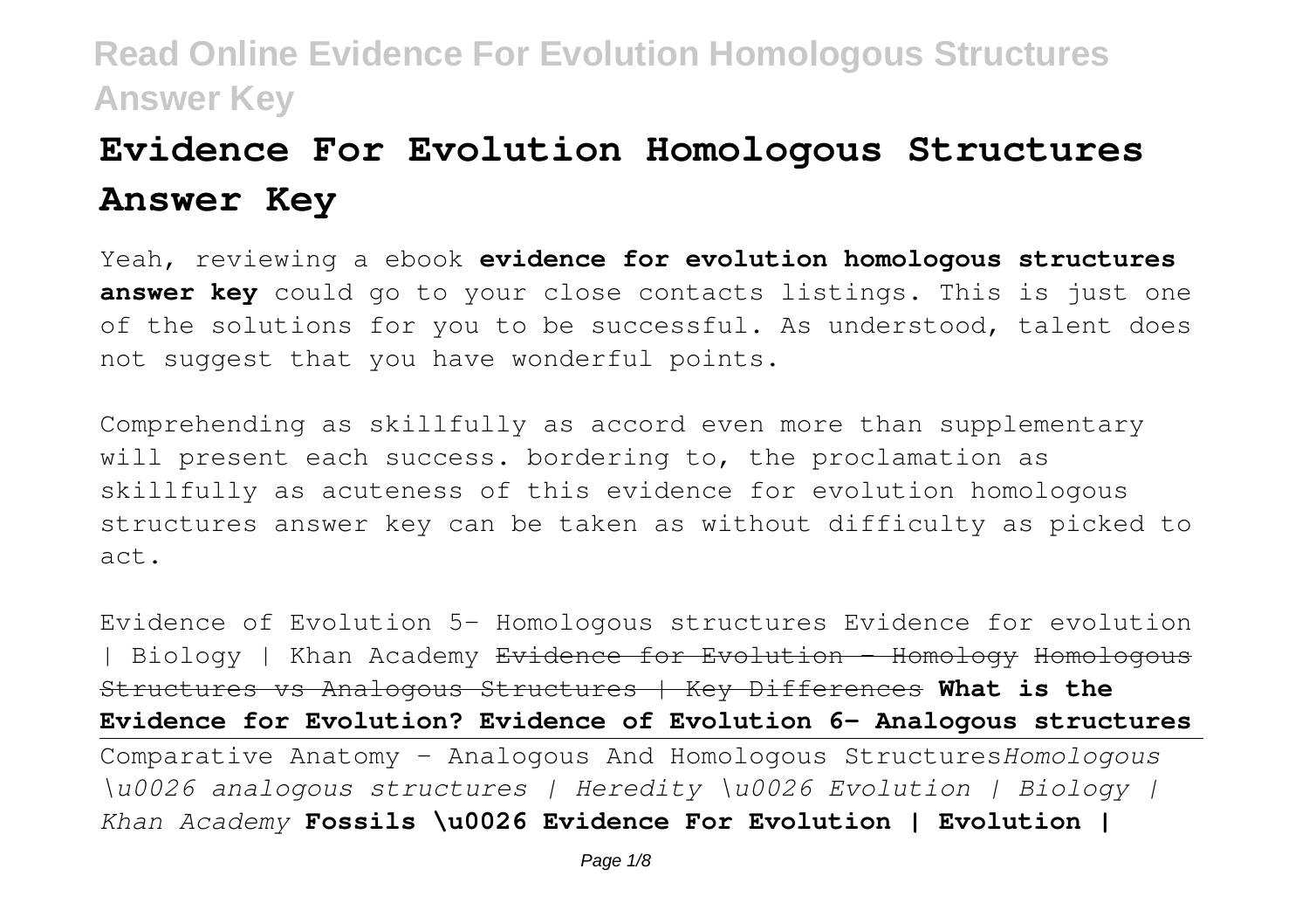# Evidence For Evolution Homologous Structures Answer Key

Yeah, reviewing a ebook **evidence for evolution homologous structures answer key** could go to your close contacts listings. This is just one of the solutions for you to be successful. As understood, talent does not suggest that you have wonderful points.

Comprehending as skillfully as accord even more than supplementary will present each success. bordering to, the proclamation as skillfully as acuteness of this evidence for evolution homologous structures answer key can be taken as without difficulty as picked to act.

Evidence of Evolution 5- Homologous structures Evidence for evolution | Biology | Khan Academy ~~Evidence for Evolution - Homology~~ ~~Homologous Structures vs Analogous Structures | Key Differences~~ **What is the Evidence for Evolution? Evidence of Evolution 6- Analogous structures**

Comparative Anatomy - Analogous And Homologous Structures*Homologous \u0026 analogous structures | Heredity \u0026 Evolution | Biology | Khan Academy* **Fossils \u0026 Evidence For Evolution | Evolution |**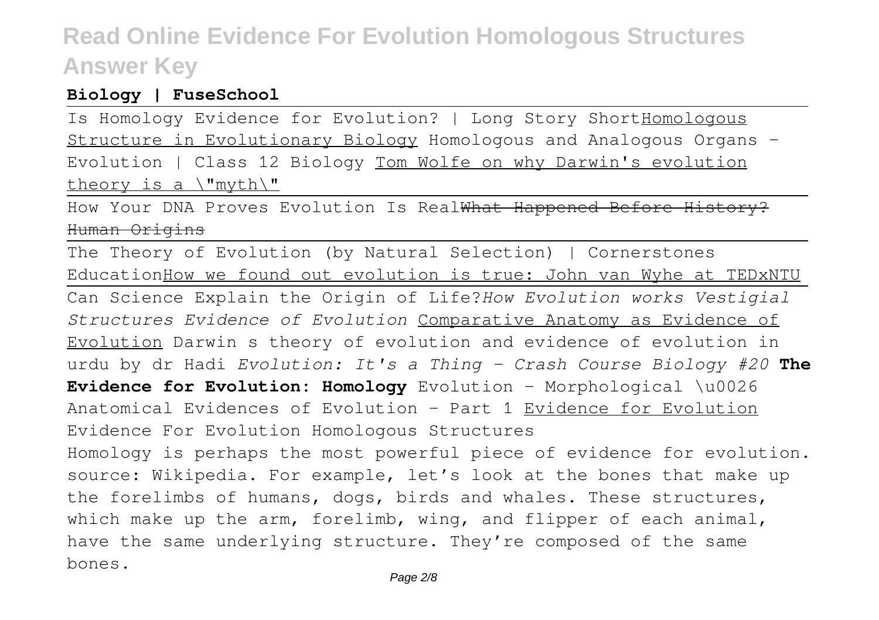**Biology | FuseSchool**

Is Homology Evidence for Evolution? | Long Story Short Homologous Structure in Evolutionary Biology Homologous and Analogous Organs - Evolution | Class 12 Biology Tom Wolfe on why Darwin's evolution theory is a \"myth\"

How Your DNA Proves Evolution Is Real What Happened Before History? Human Origins

The Theory of Evolution (by Natural Selection) | Cornerstones Education How we found out evolution is true: John van Wyhe at TEDxNTU

Can Science Explain the Origin of Life? *How Evolution works Vestigial Structures Evidence of Evolution* Comparative Anatomy as Evidence of Evolution Darwin s theory of evolution and evidence of evolution in urdu by dr Hadi *Evolution: It's a Thing - Crash Course Biology #20* **The Evidence for Evolution: Homology** Evolution - Morphological \u0026 Anatomical Evidences of Evolution - Part 1 Evidence for Evolution

Evidence For Evolution Homologous Structures

Homology is perhaps the most powerful piece of evidence for evolution. source: Wikipedia. For example, let's look at the bones that make up the forelimbs of humans, dogs, birds and whales. These structures, which make up the arm, forelimb, wing, and flipper of each animal, have the same underlying structure. They're composed of the same bones.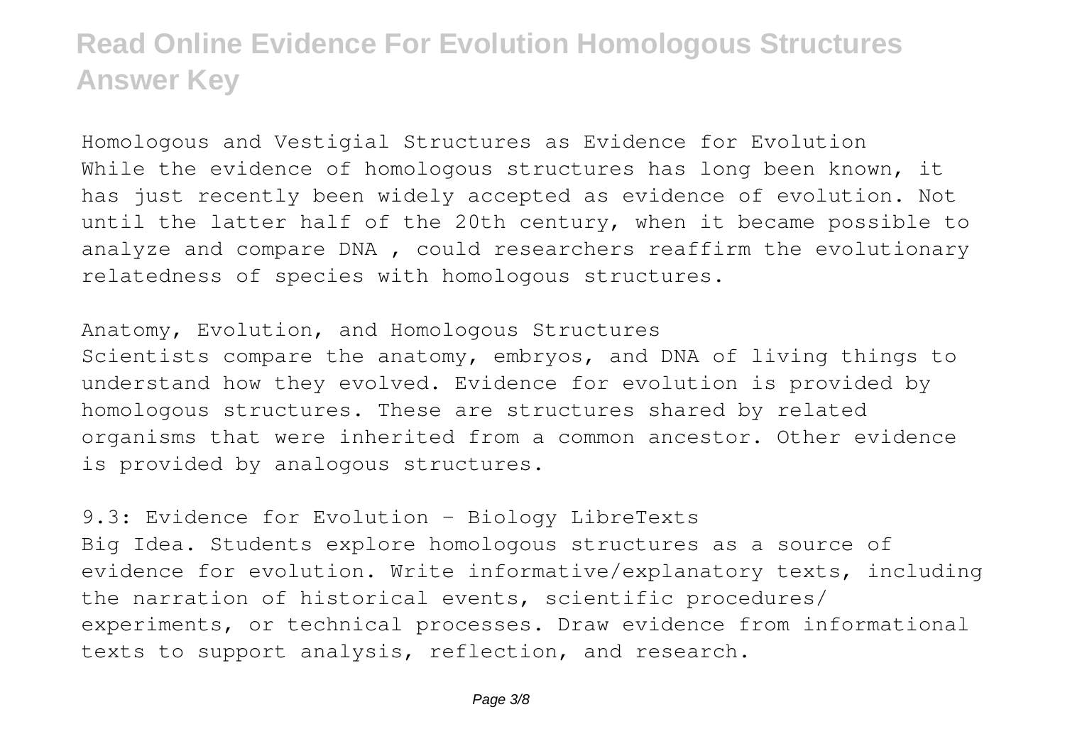Homologous and Vestigial Structures as Evidence for Evolution

While the evidence of homologous structures has long been known, it has just recently been widely accepted as evidence of evolution. Not until the latter half of the 20th century, when it became possible to analyze and compare DNA , could researchers reaffirm the evolutionary relatedness of species with homologous structures.

Anatomy, Evolution, and Homologous Structures

Scientists compare the anatomy, embryos, and DNA of living things to understand how they evolved. Evidence for evolution is provided by homologous structures. These are structures shared by related organisms that were inherited from a common ancestor. Other evidence is provided by analogous structures.

9.3: Evidence for Evolution - Biology LibreTexts

Big Idea. Students explore homologous structures as a source of evidence for evolution. Write informative/explanatory texts, including the narration of historical events, scientific procedures/ experiments, or technical processes. Draw evidence from informational texts to support analysis, reflection, and research.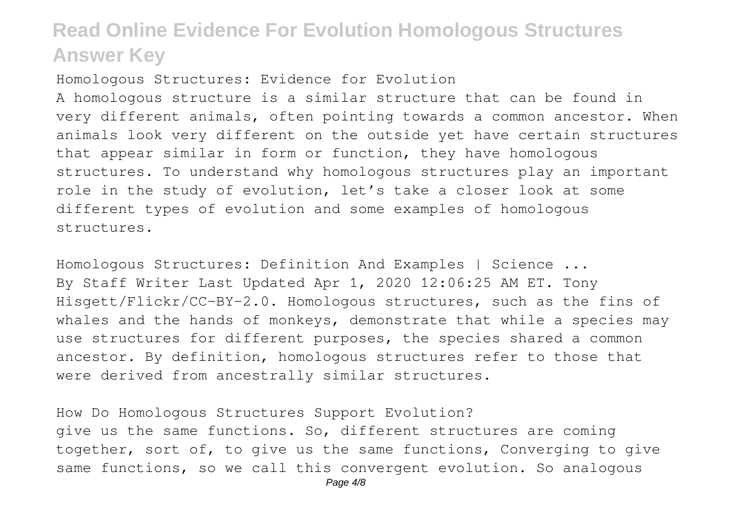Homologous Structures: Evidence for Evolution

A homologous structure is a similar structure that can be found in very different animals, often pointing towards a common ancestor. When animals look very different on the outside yet have certain structures that appear similar in form or function, they have homologous structures. To understand why homologous structures play an important role in the study of evolution, let's take a closer look at some different types of evolution and some examples of homologous structures.

Homologous Structures: Definition And Examples | Science ...

By Staff Writer Last Updated Apr 1, 2020 12:06:25 AM ET. Tony Hisgett/Flickr/CC-BY-2.0. Homologous structures, such as the fins of whales and the hands of monkeys, demonstrate that while a species may use structures for different purposes, the species shared a common ancestor. By definition, homologous structures refer to those that were derived from ancestrally similar structures.

How Do Homologous Structures Support Evolution?

give us the same functions. So, different structures are coming together, sort of, to give us the same functions, Converging to give same functions, so we call this convergent evolution. So analogous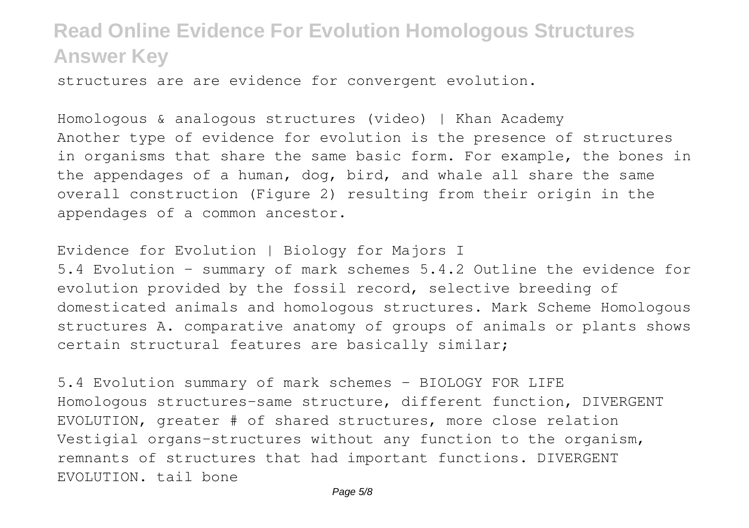structures are are evidence for convergent evolution.

Homologous & analogous structures (video) | Khan Academy
Another type of evidence for evolution is the presence of structures in organisms that share the same basic form. For example, the bones in the appendages of a human, dog, bird, and whale all share the same overall construction (Figure 2) resulting from their origin in the appendages of a common ancestor.

Evidence for Evolution | Biology for Majors I
5.4 Evolution - summary of mark schemes 5.4.2 Outline the evidence for evolution provided by the fossil record, selective breeding of domesticated animals and homologous structures. Mark Scheme Homologous structures A. comparative anatomy of groups of animals or plants shows certain structural features are basically similar;

5.4 Evolution summary of mark schemes - BIOLOGY FOR LIFE
Homologous structures-same structure, different function, DIVERGENT EVOLUTION, greater # of shared structures, more close relation Vestigial organs-structures without any function to the organism, remnants of structures that had important functions. DIVERGENT EVOLUTION. tail bone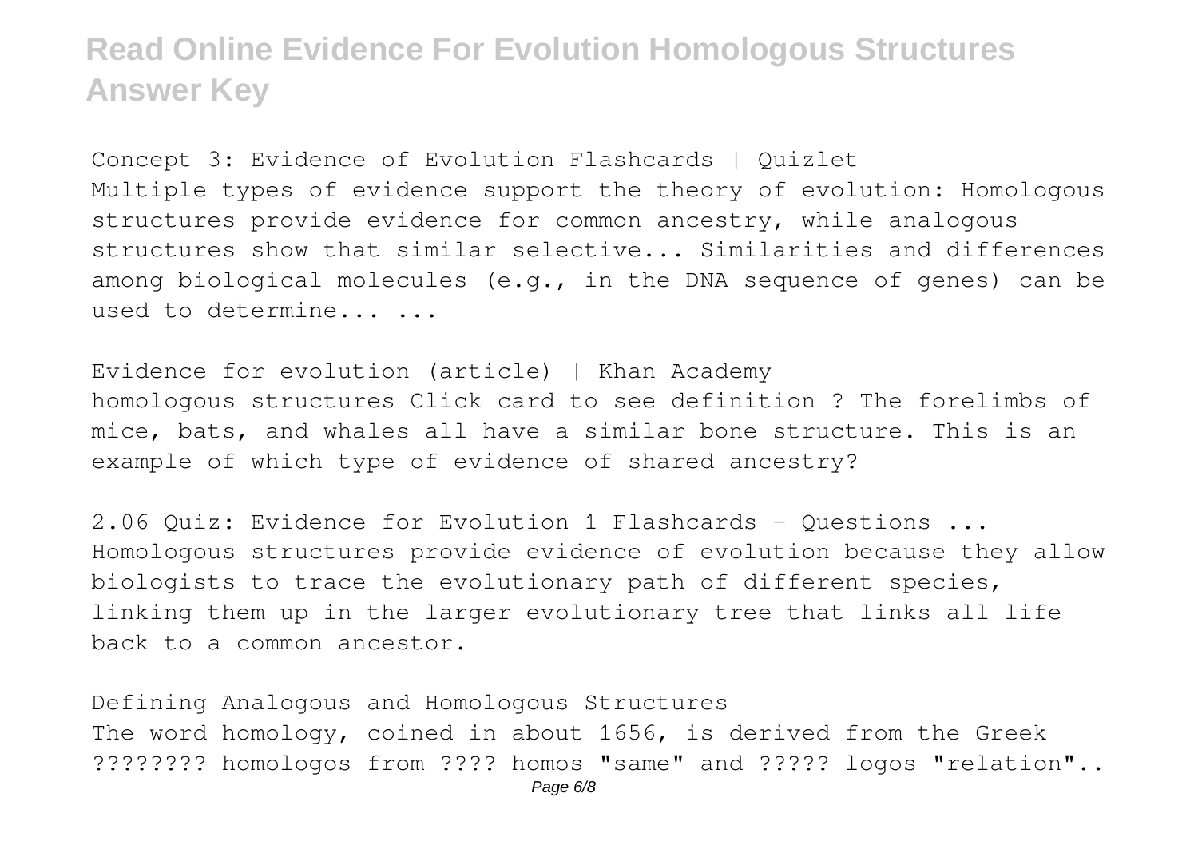Concept 3: Evidence of Evolution Flashcards | Quizlet
Multiple types of evidence support the theory of evolution: Homologous structures provide evidence for common ancestry, while analogous structures show that similar selective... Similarities and differences among biological molecules (e.g., in the DNA sequence of genes) can be used to determine... ...

Evidence for evolution (article) | Khan Academy
homologous structures Click card to see definition ? The forelimbs of mice, bats, and whales all have a similar bone structure. This is an example of which type of evidence of shared ancestry?

2.06 Quiz: Evidence for Evolution 1 Flashcards - Questions ...
Homologous structures provide evidence of evolution because they allow biologists to trace the evolutionary path of different species, linking them up in the larger evolutionary tree that links all life back to a common ancestor.

Defining Analogous and Homologous Structures
The word homology, coined in about 1656, is derived from the Greek ???????? homologos from ???? homos "same" and ????? logos "relation"..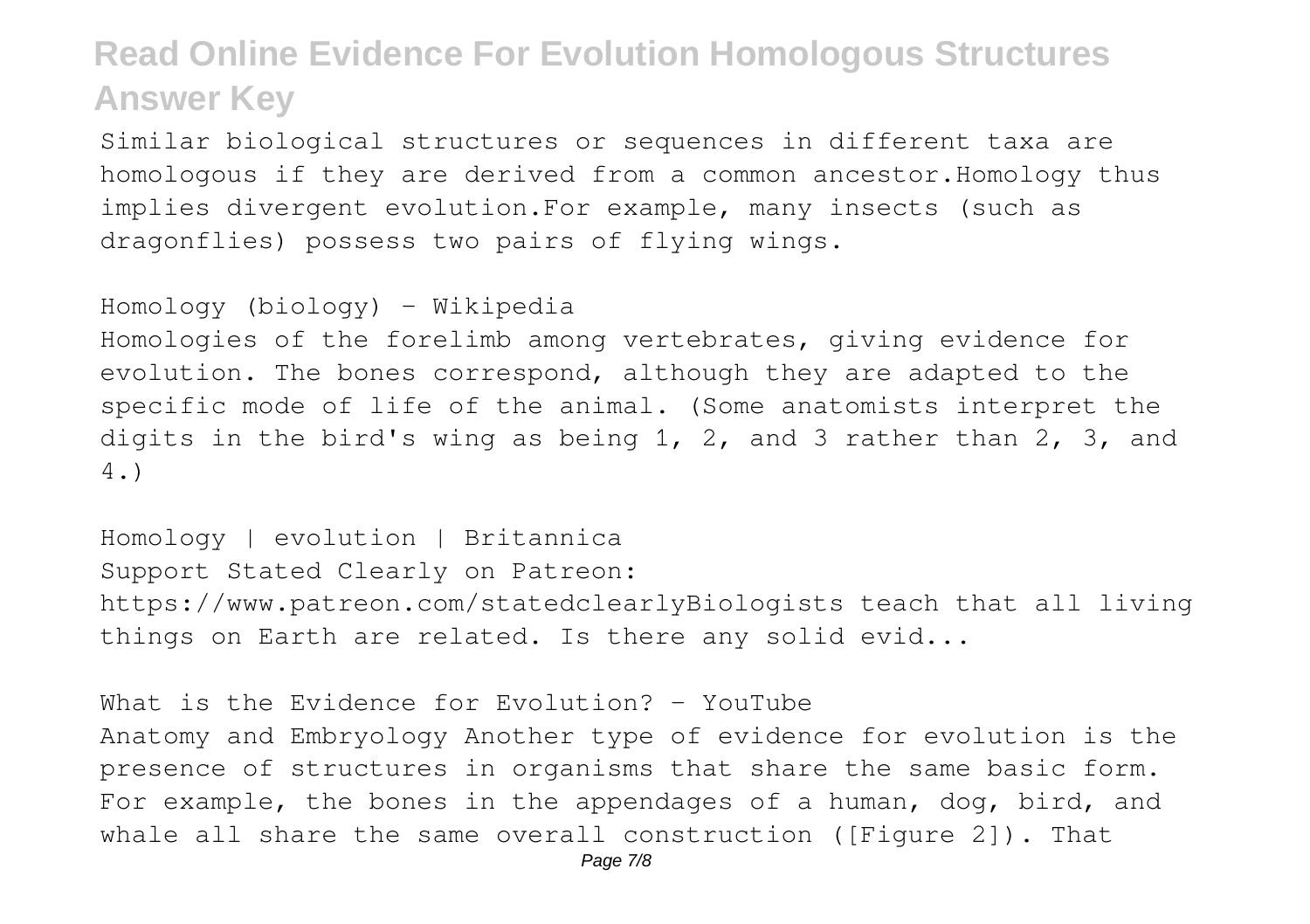Similar biological structures or sequences in different taxa are homologous if they are derived from a common ancestor.Homology thus implies divergent evolution.For example, many insects (such as dragonflies) possess two pairs of flying wings.

Homology (biology) - Wikipedia

Homologies of the forelimb among vertebrates, giving evidence for evolution. The bones correspond, although they are adapted to the specific mode of life of the animal. (Some anatomists interpret the digits in the bird's wing as being 1, 2, and 3 rather than 2, 3, and 4.)

Homology | evolution | Britannica

Support Stated Clearly on Patreon: https://www.patreon.com/statedclearlyBiologists teach that all living things on Earth are related. Is there any solid evid...

What is the Evidence for Evolution? - YouTube

Anatomy and Embryology Another type of evidence for evolution is the presence of structures in organisms that share the same basic form. For example, the bones in the appendages of a human, dog, bird, and whale all share the same overall construction ([Figure 2]). That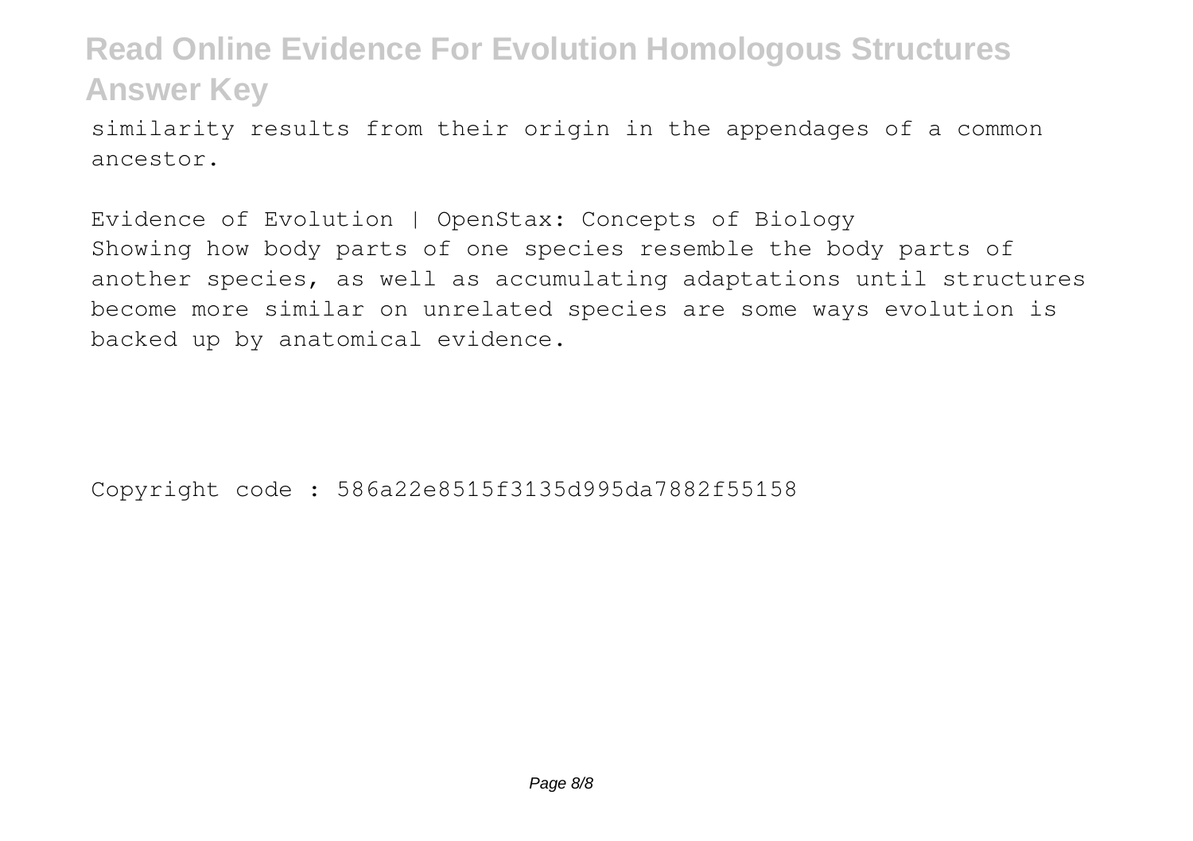similarity results from their origin in the appendages of a common ancestor.

Evidence of Evolution | OpenStax: Concepts of Biology
Showing how body parts of one species resemble the body parts of another species, as well as accumulating adaptations until structures become more similar on unrelated species are some ways evolution is backed up by anatomical evidence.

Copyright code : 586a22e8515f3135d995da7882f55158